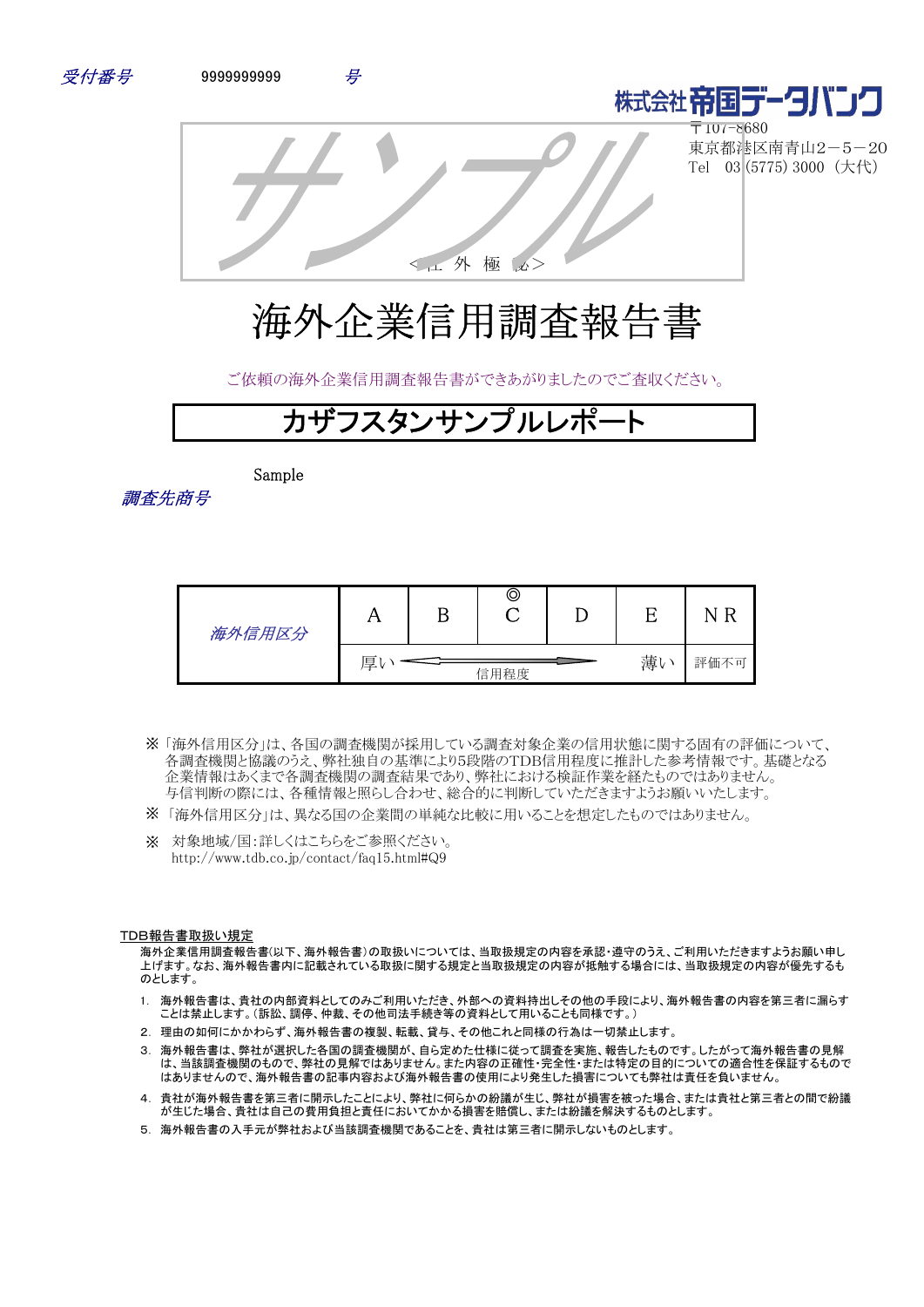受付番号　　9999999999　　号

株式会社帝国データバンク
〒107-8680
東京都港区南青山2－5－20
Tel　03 (5775) 3000（大代）

サンプル

<社 外 極 秘>

# 海外企業信用調査報告書

ご依頼の海外企業信用調査報告書ができあがりましたのでご査収ください。

## カザフスタンサンプルレポート

調査先商号　Sample

| 海外信用区分 | A | B | ◎ C | D | E | N R |
|---|---|---|---|---|---|---|
| | 厚い | | 信用程度 | | 薄い | 評価不可 |

※「海外信用区分」は、各国の調査機関が採用している調査対象企業の信用状態に関する固有の評価について、各調査機関と協議のうえ、弊社独自の基準により5段階のTDB信用程度に推計した参考情報です。基礎となる企業情報はあくまで各調査機関の調査結果であり、弊社における検証作業を経たものではありません。与信判断の際には、各種情報と照らし合わせ、総合的に判断していただきますようお願いいたします。

※「海外信用区分」は、異なる国の企業間の単純な比較に用いることを想定したものではありません。

※　対象地域/国:詳しくはこちらをご参照ください。
http://www.tdb.co.jp/contact/faq15.html#Q9

**TDB報告書取扱い規定**

海外企業信用調査報告書(以下、海外報告書)の取扱いについては、当取扱規定の内容を承認・遵守のうえ、ご利用いただきますようお願い申し上げます。なお、海外報告書内に記載されている取扱に関する規定と当取扱規定の内容が抵触する場合には、当取扱規定の内容が優先するものとします。

1. 海外報告書は、貴社の内部資料としてのみご利用いただき、外部への資料持出しその他の手段により、海外報告書の内容を第三者に漏らすことは禁止します。（訴訟、調停、仲裁、その他司法手続き等の資料として用いることも同様です。）
2. 理由の如何にかかわらず、海外報告書の複製、転載、貸与、その他これと同様の行為は一切禁止します。
3. 海外報告書は、弊社が選択した各国の調査機関が、自ら定めた仕様に従って調査を実施、報告したものです。したがって海外報告書の見解は、当該調査機関のもので、弊社の見解ではありません。また内容の正確性・完全性・または特定の目的についての適合性を保証するものではありませんので、海外報告書の記事内容および海外報告書の使用により発生した損害についても弊社は責任を負いません。
4. 貴社が海外報告書を第三者に開示したことにより、弊社に何らかの紛議が生じ、弊社が損害を被った場合、または貴社と第三者との間で紛議が生じた場合、貴社は自己の費用負担と責任においてかかる損害を賠償し、または紛議を解決するものとします。
5. 海外報告書の入手元が弊社および当該調査機関であることを、貴社は第三者に開示しないものとします。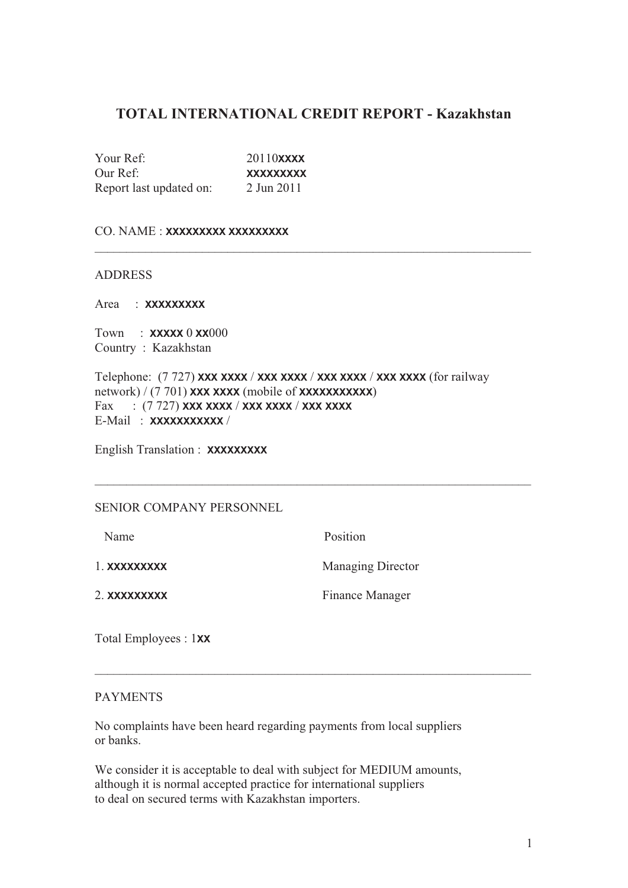# TOTAL INTERNATIONAL CREDIT REPORT - Kazakhstan

Your Ref: 20110XXXX
Our Ref: XXXXXXXXX
Report last updated on: 2 Jun 2011

CO. NAME : XXXXXXXXX XXXXXXXXX

---

ADDRESS

Area : XXXXXXXXX

Town : XXXXX 0 XX000
Country : Kazakhstan

Telephone: (7 727) XXX XXXX / XXX XXXX / XXX XXXX / XXX XXXX (for railway network) / (7 701) XXX XXXX (mobile of XXXXXXXXXXX)
Fax : (7 727) XXX XXXX / XXX XXXX / XXX XXXX
E-Mail : XXXXXXXXXXX /

English Translation : XXXXXXXXX

---

SENIOR COMPANY PERSONNEL

| Name | Position |
|---|---|
| 1. XXXXXXXXX | Managing Director |
| 2. XXXXXXXXX | Finance Manager |

Total Employees : 1XX

---

PAYMENTS

No complaints have been heard regarding payments from local suppliers or banks.

We consider it is acceptable to deal with subject for MEDIUM amounts, although it is normal accepted practice for international suppliers to deal on secured terms with Kazakhstan importers.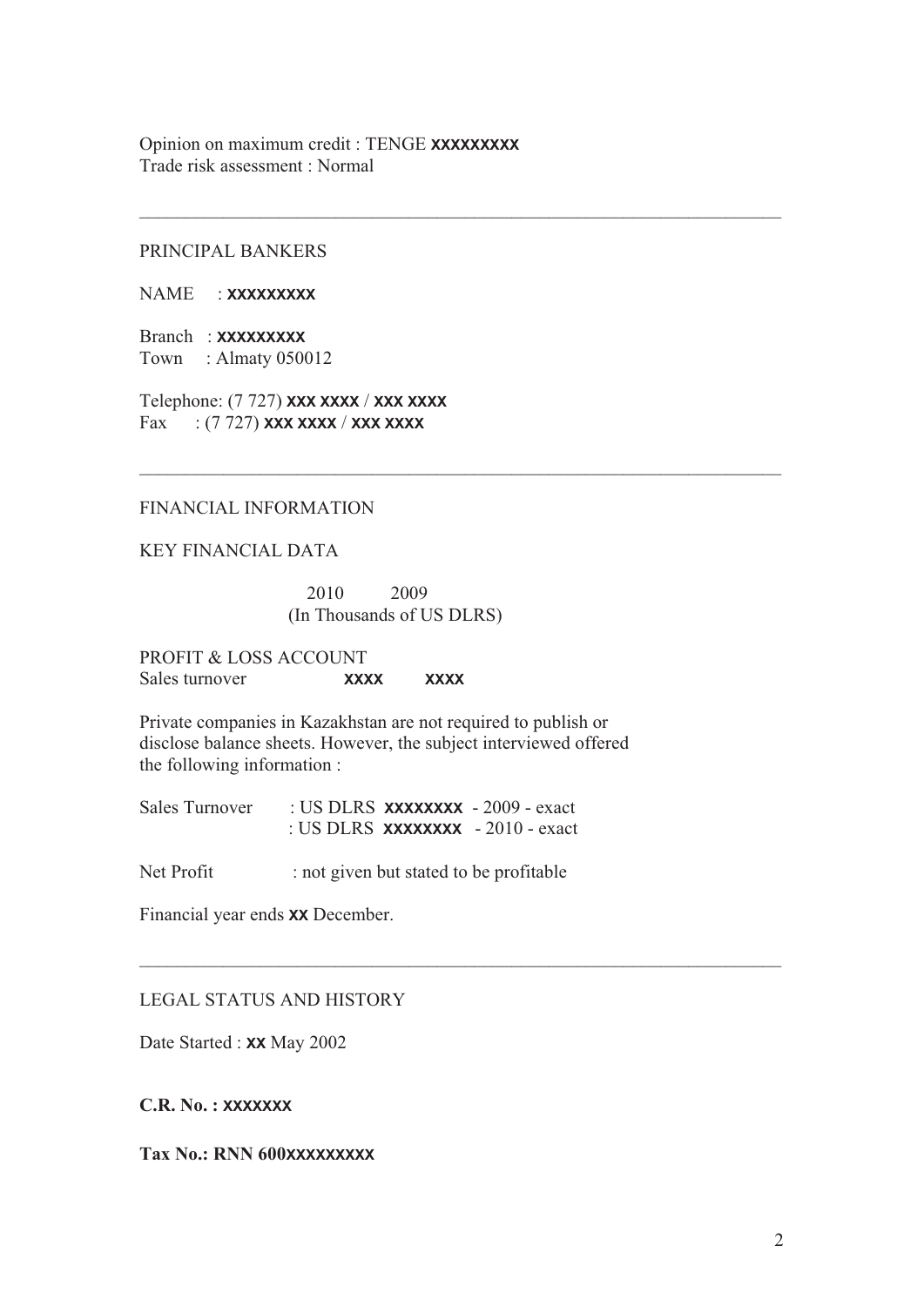Opinion on maximum credit : TENGE **XXXXXXXXX**
Trade risk assessment : Normal

---

## PRINCIPAL BANKERS

NAME : **XXXXXXXXX**

Branch : **XXXXXXXXX**
Town : Almaty 050012

Telephone: (7 727) **XXX XXXX** / **XXX XXXX**
Fax : (7 727) **XXX XXXX** / **XXX XXXX**

---

## FINANCIAL INFORMATION

### KEY FINANCIAL DATA

| | 2010 | 2009 |
|---|---|---|
| | (In Thousands of US DLRS) | |
| PROFIT & LOSS ACCOUNT | | |
| Sales turnover | **XXXX** | **XXXX** |

Private companies in Kazakhstan are not required to publish or disclose balance sheets. However, the subject interviewed offered the following information :

Sales Turnover : US DLRS **XXXXXXXX** - 2009 - exact
: US DLRS **XXXXXXXX** - 2010 - exact

Net Profit : not given but stated to be profitable

Financial year ends **XX** December.

---

## LEGAL STATUS AND HISTORY

Date Started : **XX** May 2002

**C.R. No. : XXXXXXX**

**Tax No.: RNN 600XXXXXXXXX**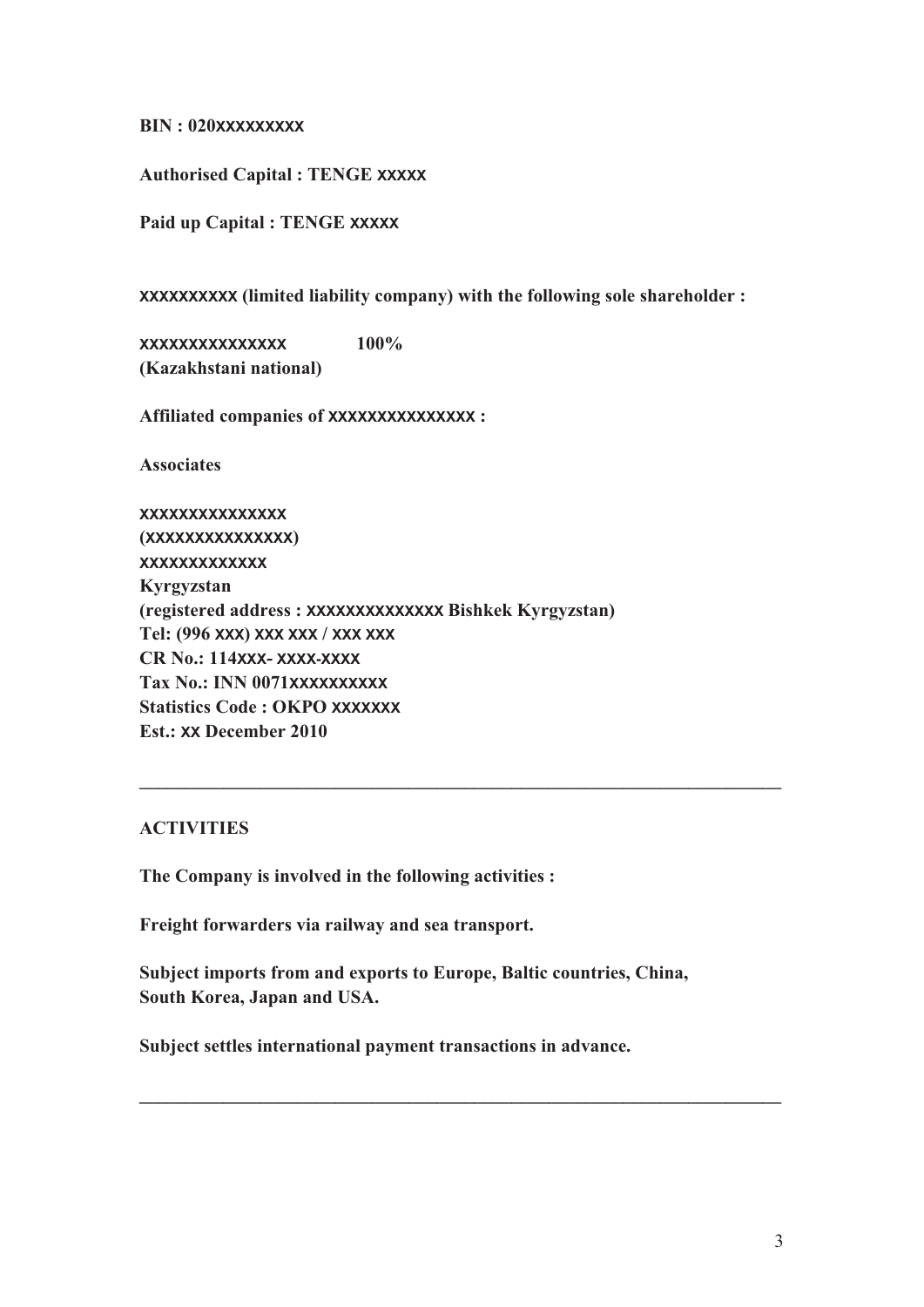**BIN : 020XXXXXXXXX**

**Authorised Capital : TENGE XXXXX**

**Paid up Capital : TENGE XXXXX**

**XXXXXXXXXX (limited liability company) with the following sole shareholder :**

**XXXXXXXXXXXXXXX 100%**
**(Kazakhstani national)**

**Affiliated companies of XXXXXXXXXXXXXXX :**

**Associates**

**XXXXXXXXXXXXXXX**
**(XXXXXXXXXXXXXXX)**
**XXXXXXXXXXXXX**
**Kyrgyzstan**
**(registered address : XXXXXXXXXXXXXX Bishkek Kyrgyzstan)**
**Tel: (996 XXX) XXX XXX / XXX XXX**
**CR No.: 114XXX- XXXX-XXXX**
**Tax No.: INN 0071XXXXXXXXXX**
**Statistics Code : OKPO XXXXXXX**
**Est.: XX December 2010**

---

**ACTIVITIES**

**The Company is involved in the following activities :**

**Freight forwarders via railway and sea transport.**

**Subject imports from and exports to Europe, Baltic countries, China, South Korea, Japan and USA.**

**Subject settles international payment transactions in advance.**

---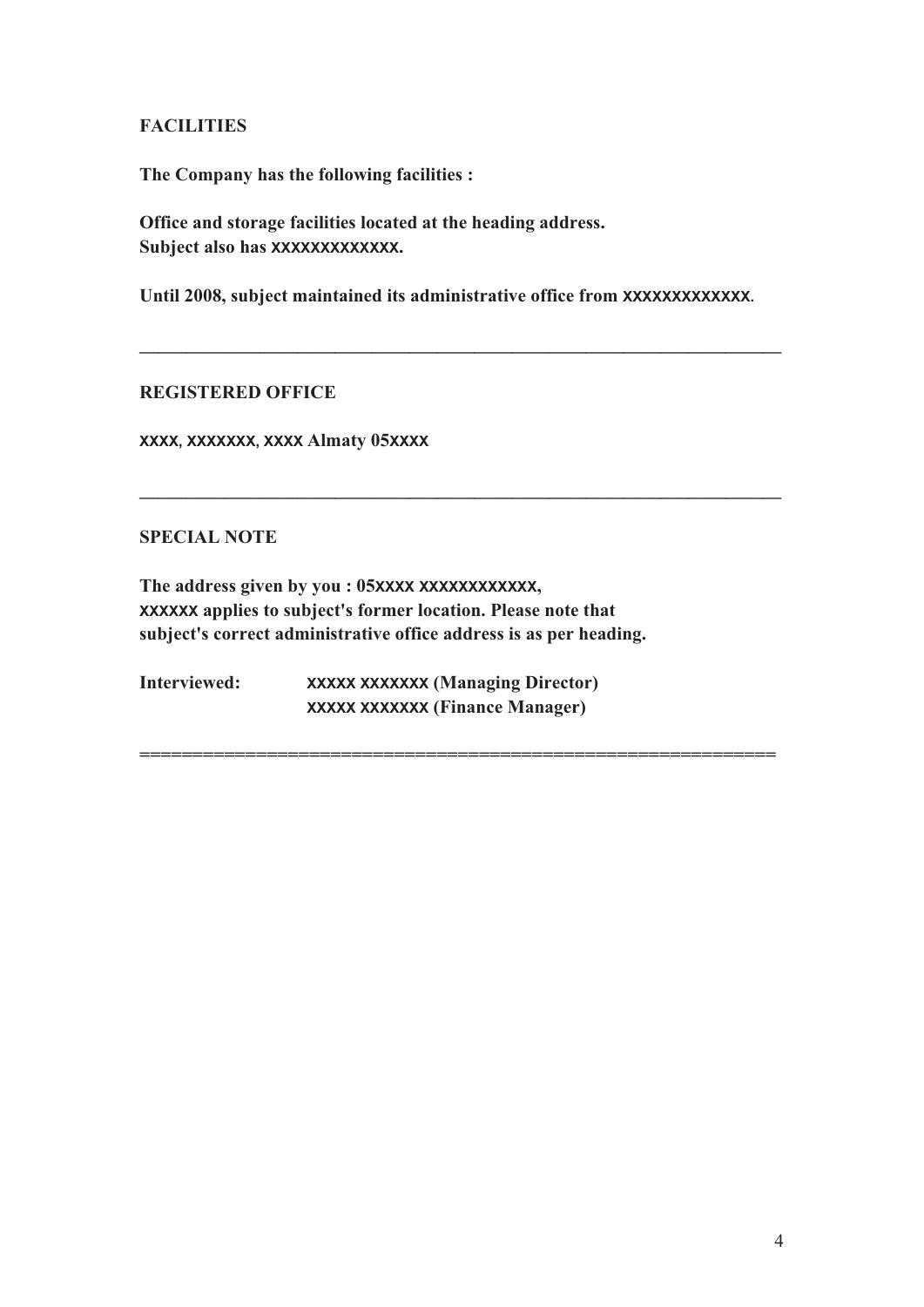**FACILITIES**

**The Company has the following facilities :**

**Office and storage facilities located at the heading address.**
**Subject also has XXXXXXXXXXXXX.**

**Until 2008, subject maintained its administrative office from XXXXXXXXXXXXX.**

---

**REGISTERED OFFICE**

**XXXX, XXXXXXX, XXXX Almaty 05XXXX**

---

**SPECIAL NOTE**

**The address given by you : 05XXXX XXXXXXXXXXXX,**
**XXXXXX applies to subject's former location. Please note that**
**subject's correct administrative office address is as per heading.**

**Interviewed:** **XXXXX XXXXXXX (Managing Director)**
**XXXXX XXXXXXX (Finance Manager)**

============================================================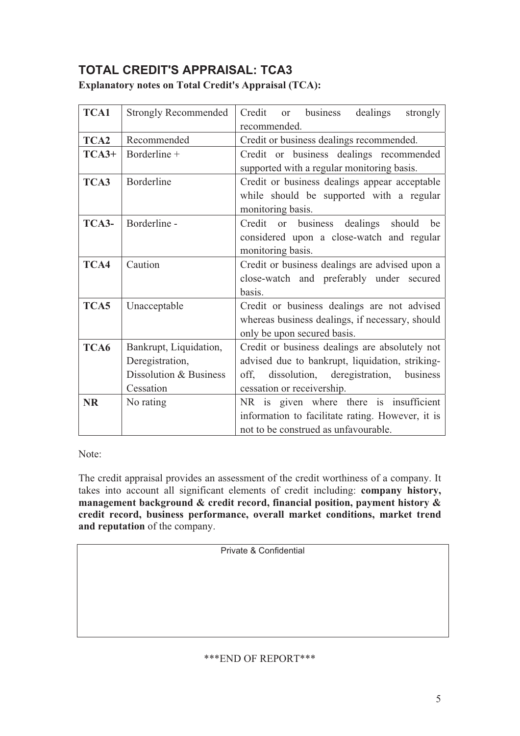## TOTAL CREDIT'S APPRAISAL: TCA3

**Explanatory notes on Total Credit's Appraisal (TCA):**

| | | |
|---|---|---|
| **TCA1** | Strongly Recommended | Credit or business dealings strongly recommended. |
| **TCA2** | Recommended | Credit or business dealings recommended. |
| **TCA3+** | Borderline + | Credit or business dealings recommended supported with a regular monitoring basis. |
| **TCA3** | Borderline | Credit or business dealings appear acceptable while should be supported with a regular monitoring basis. |
| **TCA3-** | Borderline - | Credit or business dealings should be considered upon a close-watch and regular monitoring basis. |
| **TCA4** | Caution | Credit or business dealings are advised upon a close-watch and preferably under secured basis. |
| **TCA5** | Unacceptable | Credit or business dealings are not advised whereas business dealings, if necessary, should only be upon secured basis. |
| **TCA6** | Bankrupt, Liquidation, Deregistration, Dissolution & Business Cessation | Credit or business dealings are absolutely not advised due to bankrupt, liquidation, striking-off, dissolution, deregistration, business cessation or receivership. |
| **NR** | No rating | NR is given where there is insufficient information to facilitate rating. However, it is not to be construed as unfavourable. |

Note:

The credit appraisal provides an assessment of the credit worthiness of a company. It takes into account all significant elements of credit including: **company history, management background & credit record, financial position, payment history & credit record, business performance, overall market conditions, market trend and reputation** of the company.

Private & Confidential

***END OF REPORT***